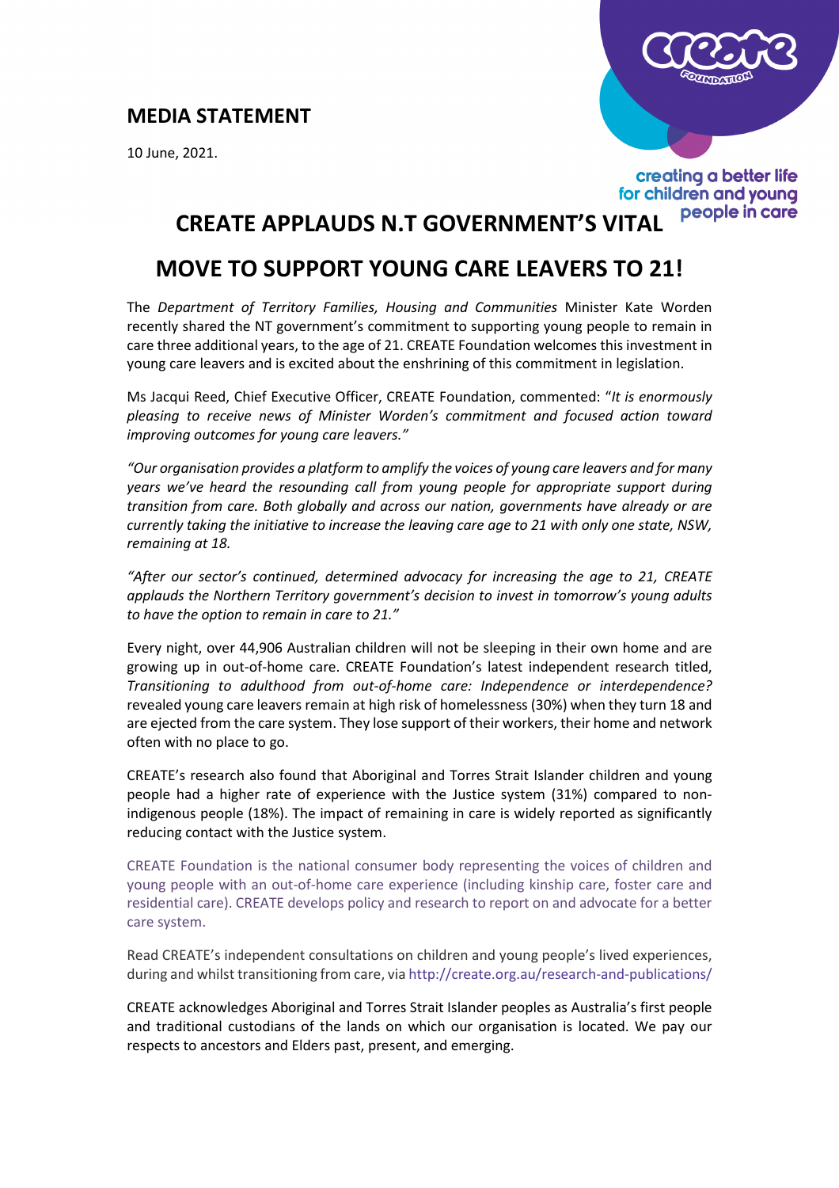## MEDIA STATEMENT

10 June, 2021.

creating a better life for children and young people in care

# CREATE APPLAUDS N.T GOVERNMENT'S VITAL MOVE TO SUPPORT YOUNG CARE LEAVERS TO 21!

The *Department of Territory Families, Housing and Communities* Minister Kate Worden recently shared the NT government's commitment to supporting young people to remain in care three additional years, to the age of 21. CREATE Foundation welcomes this investment in young care leavers and is excited about the enshrining of this commitment in legislation.

Ms Jacqui Reed, Chief Executive Officer, CREATE Foundation, commented: "*It is enormously pleasing to receive news of Minister Worden's commitment and focused action toward improving outcomes for young care leavers."*

*"Our organisation provides a platform to amplify the voices of young care leavers and for many years we've heard the resounding call from young people for appropriate support during transition from care. Both globally and across our nation, governments have already or are currently taking the initiative to increase the leaving care age to 21 with only one state, NSW, remaining at 18.*

*"After our sector's continued, determined advocacy for increasing the age to 21, CREATE applauds the Northern Territory government's decision to invest in tomorrow's young adults to have the option to remain in care to 21."*

Every night, over 44,906 Australian children will not be sleeping in their own home and are growing up in out-of-home care. CREATE Foundation's latest independent research titled, *Transitioning to adulthood from out-of-home care: Independence or interdependence?* revealed young care leavers remain at high risk of homelessness (30%) when they turn 18 and are ejected from the care system. They lose support of their workers, their home and network often with no place to go.

CREATE's research also found that Aboriginal and Torres Strait Islander children and young people had a higher rate of experience with the Justice system (31%) compared to non-indigenous people (18%). The impact of remaining in care is widely reported as significantly reducing contact with the Justice system.

CREATE Foundation is the national consumer body representing the voices of children and young people with an out-of-home care experience (including kinship care, foster care and residential care). CREATE develops policy and research to report on and advocate for a better care system.

Read CREATE's independent consultations on children and young people's lived experiences, during and whilst transitioning from care, via http://create.org.au/research-and-publications/

CREATE acknowledges Aboriginal and Torres Strait Islander peoples as Australia's first people and traditional custodians of the lands on which our organisation is located. We pay our respects to ancestors and Elders past, present, and emerging.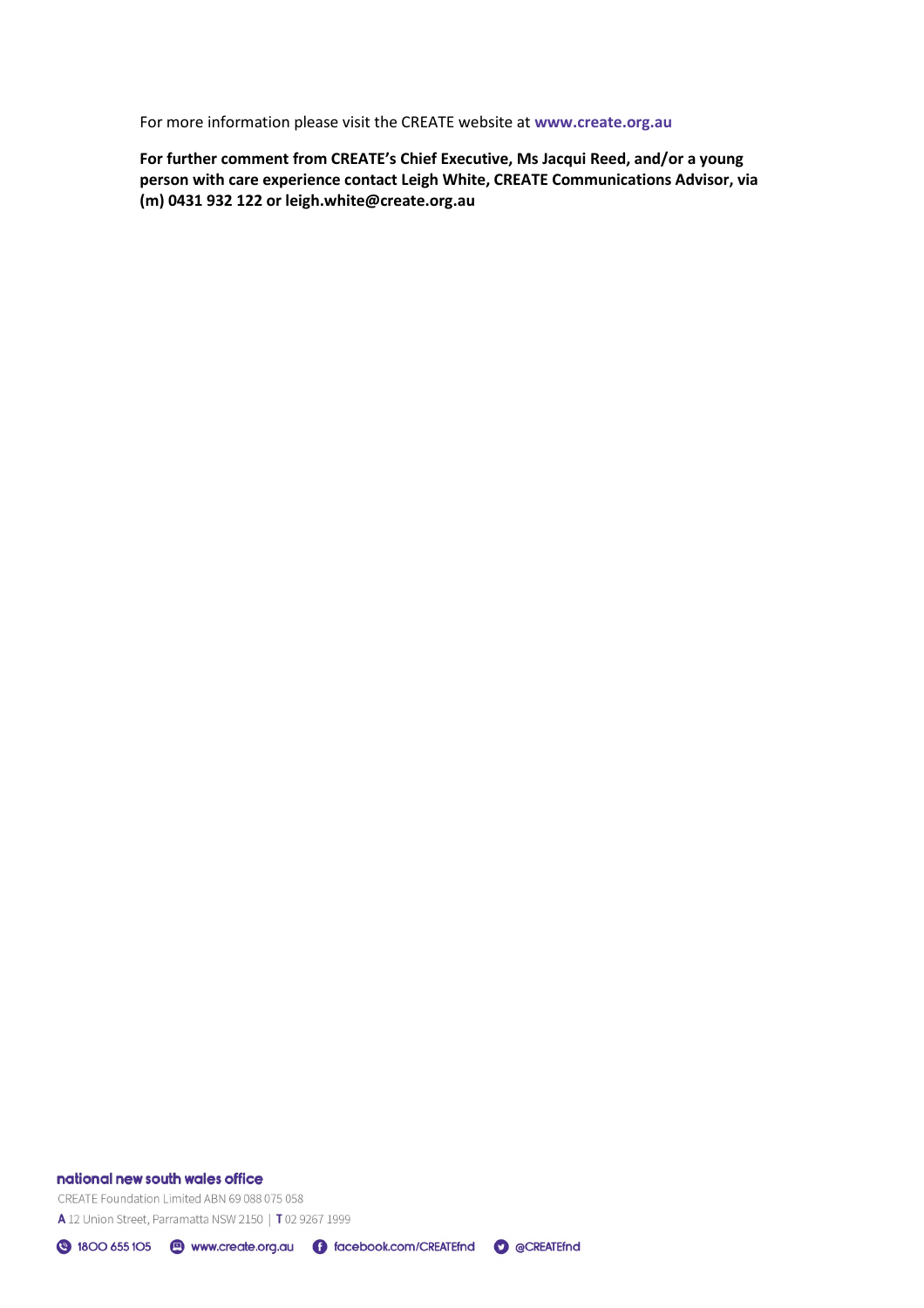For more information please visit the CREATE website at **www.create.org.au**

**For further comment from CREATE's Chief Executive, Ms Jacqui Reed, and/or a young person with care experience contact Leigh White, CREATE Communications Advisor, via (m) 0431 932 122 or leigh.white@create.org.au**

**national new south wales office**

CREATE Foundation Limited ABN 69 088 075 058

**A** 12 Union Street, Parramatta NSW 2150 | **T** 02 9267 1999

1800 655 105 www.create.org.au facebook.com/CREATEfnd @CREATEfnd